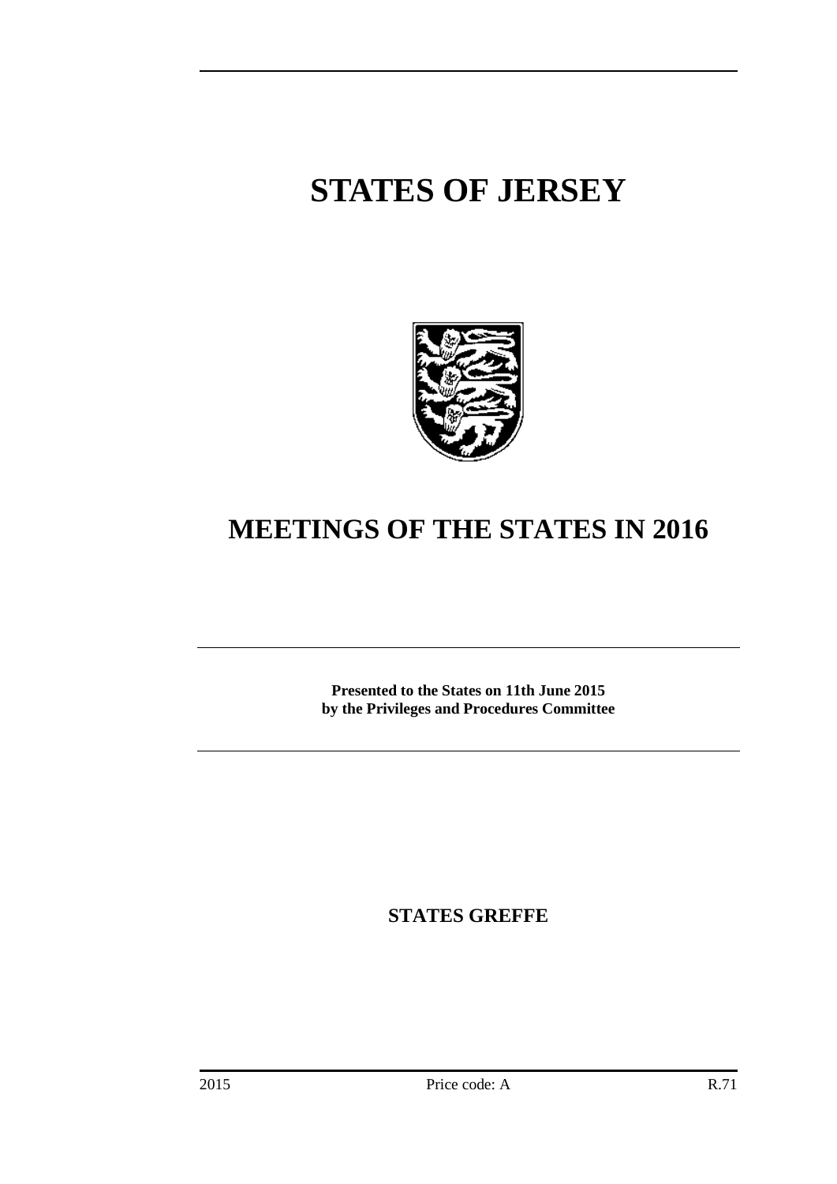# STATES OF JERSEY

# MEETINGS OF THE STATES IN 2016

**Presented to the States on 11th June 2015**
**by the Privileges and Procedures Committee**

## STATES GREFFE

2015 Price code: A R.71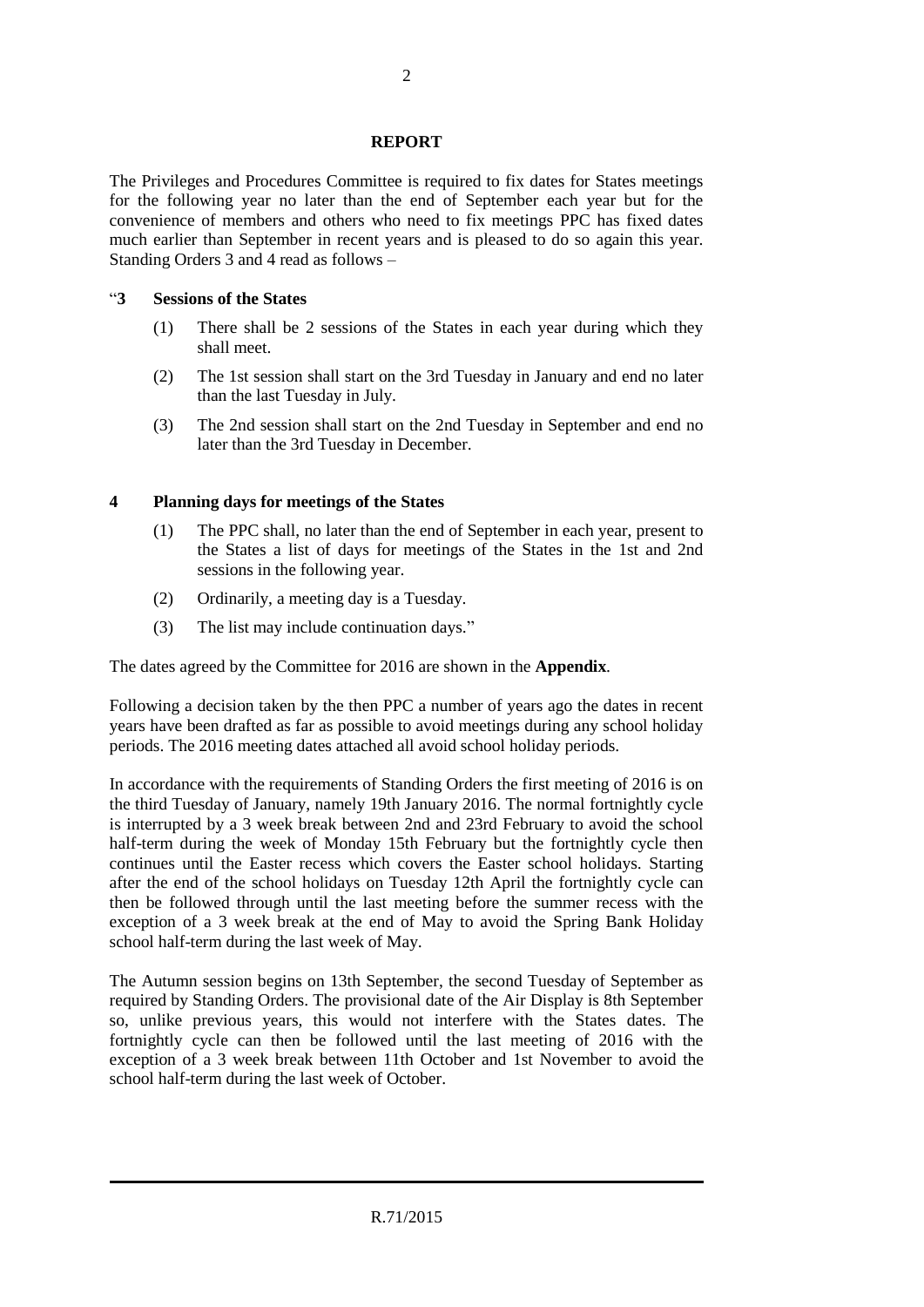## REPORT

The Privileges and Procedures Committee is required to fix dates for States meetings for the following year no later than the end of September each year but for the convenience of members and others who need to fix meetings PPC has fixed dates much earlier than September in recent years and is pleased to do so again this year. Standing Orders 3 and 4 read as follows –

"**3 Sessions of the States**

(1) There shall be 2 sessions of the States in each year during which they shall meet.

(2) The 1st session shall start on the 3rd Tuesday in January and end no later than the last Tuesday in July.

(3) The 2nd session shall start on the 2nd Tuesday in September and end no later than the 3rd Tuesday in December.

**4 Planning days for meetings of the States**

(1) The PPC shall, no later than the end of September in each year, present to the States a list of days for meetings of the States in the 1st and 2nd sessions in the following year.

(2) Ordinarily, a meeting day is a Tuesday.

(3) The list may include continuation days."

The dates agreed by the Committee for 2016 are shown in the **Appendix**.

Following a decision taken by the then PPC a number of years ago the dates in recent years have been drafted as far as possible to avoid meetings during any school holiday periods. The 2016 meeting dates attached all avoid school holiday periods.

In accordance with the requirements of Standing Orders the first meeting of 2016 is on the third Tuesday of January, namely 19th January 2016. The normal fortnightly cycle is interrupted by a 3 week break between 2nd and 23rd February to avoid the school half-term during the week of Monday 15th February but the fortnightly cycle then continues until the Easter recess which covers the Easter school holidays. Starting after the end of the school holidays on Tuesday 12th April the fortnightly cycle can then be followed through until the last meeting before the summer recess with the exception of a 3 week break at the end of May to avoid the Spring Bank Holiday school half-term during the last week of May.

The Autumn session begins on 13th September, the second Tuesday of September as required by Standing Orders. The provisional date of the Air Display is 8th September so, unlike previous years, this would not interfere with the States dates. The fortnightly cycle can then be followed until the last meeting of 2016 with the exception of a 3 week break between 11th October and 1st November to avoid the school half-term during the last week of October.

R.71/2015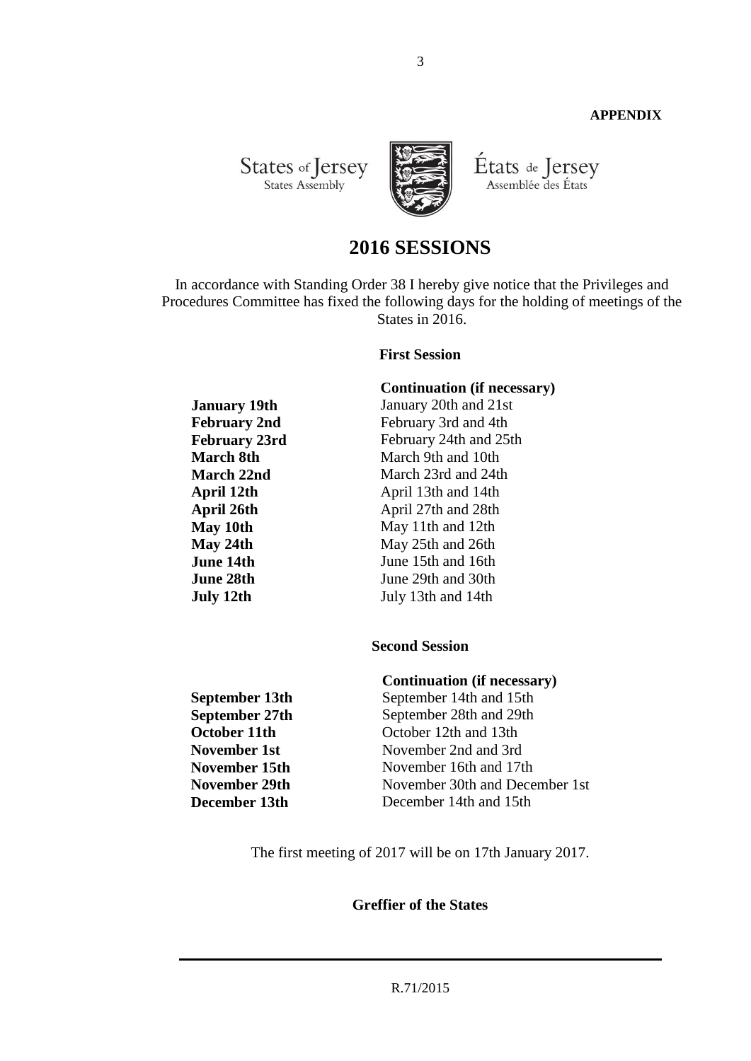**APPENDIX**

States of Jersey
States Assembly

États de Jersey
Assemblée des États

# 2016 SESSIONS

In accordance with Standing Order 38 I hereby give notice that the Privileges and Procedures Committee has fixed the following days for the holding of meetings of the States in 2016.

**First Session**

| | **Continuation (if necessary)** |
|---|---|
| **January 19th** | January 20th and 21st |
| **February 2nd** | February 3rd and 4th |
| **February 23rd** | February 24th and 25th |
| **March 8th** | March 9th and 10th |
| **March 22nd** | March 23rd and 24th |
| **April 12th** | April 13th and 14th |
| **April 26th** | April 27th and 28th |
| **May 10th** | May 11th and 12th |
| **May 24th** | May 25th and 26th |
| **June 14th** | June 15th and 16th |
| **June 28th** | June 29th and 30th |
| **July 12th** | July 13th and 14th |

**Second Session**

| | **Continuation (if necessary)** |
|---|---|
| **September 13th** | September 14th and 15th |
| **September 27th** | September 28th and 29th |
| **October 11th** | October 12th and 13th |
| **November 1st** | November 2nd and 3rd |
| **November 15th** | November 16th and 17th |
| **November 29th** | November 30th and December 1st |
| **December 13th** | December 14th and 15th |

The first meeting of 2017 will be on 17th January 2017.

**Greffier of the States**

R.71/2015